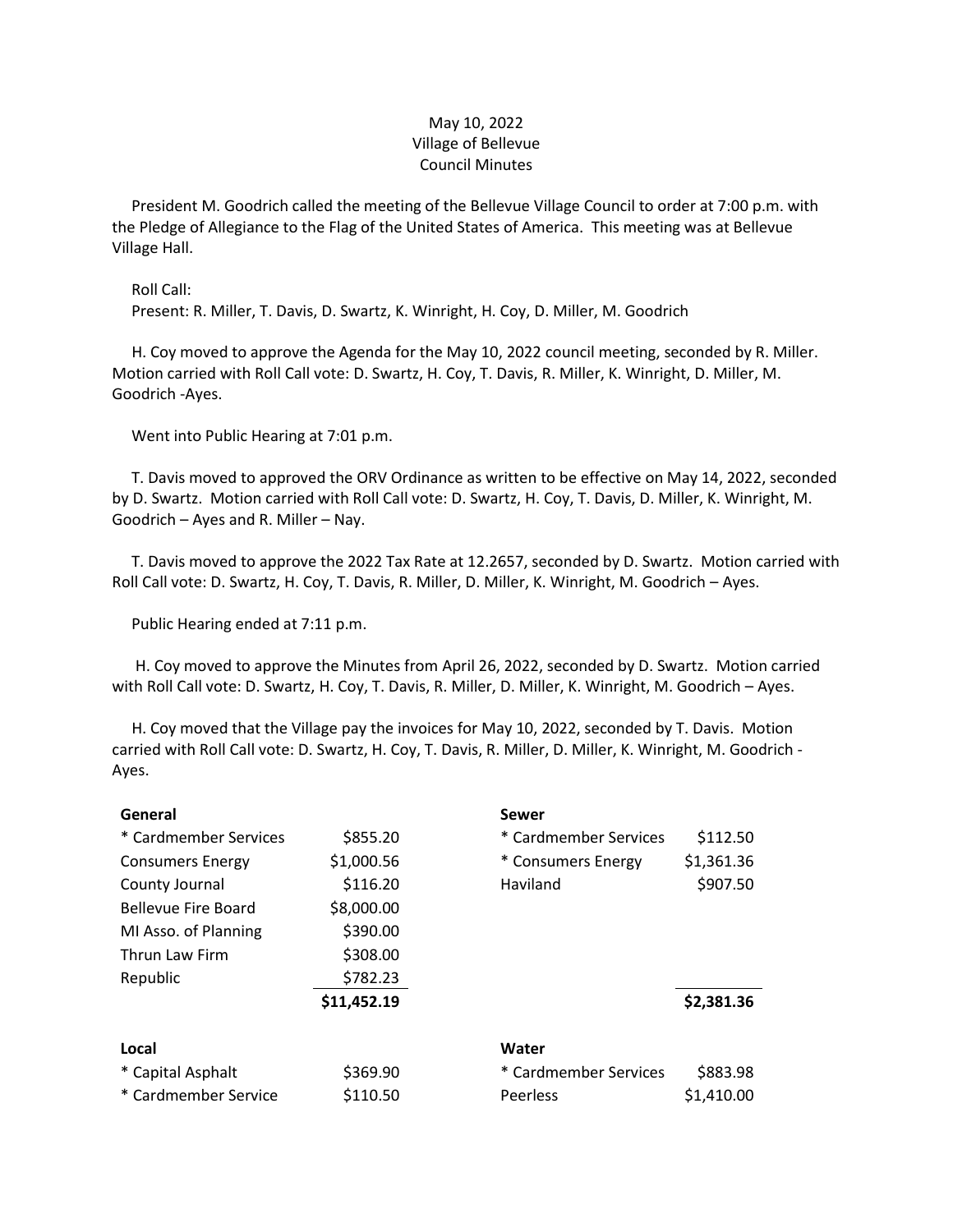May 10, 2022
Village of Bellevue
Council Minutes

President M. Goodrich called the meeting of the Bellevue Village Council to order at 7:00 p.m. with the Pledge of Allegiance to the Flag of the United States of America. This meeting was at Bellevue Village Hall.

Roll Call:
Present: R. Miller, T. Davis, D. Swartz, K. Winright, H. Coy, D. Miller, M. Goodrich

H. Coy moved to approve the Agenda for the May 10, 2022 council meeting, seconded by R. Miller. Motion carried with Roll Call vote: D. Swartz, H. Coy, T. Davis, R. Miller, K. Winright, D. Miller, M. Goodrich -Ayes.

Went into Public Hearing at 7:01 p.m.

T. Davis moved to approved the ORV Ordinance as written to be effective on May 14, 2022, seconded by D. Swartz. Motion carried with Roll Call vote: D. Swartz, H. Coy, T. Davis, D. Miller, K. Winright, M. Goodrich – Ayes and R. Miller – Nay.

T. Davis moved to approve the 2022 Tax Rate at 12.2657, seconded by D. Swartz. Motion carried with Roll Call vote: D. Swartz, H. Coy, T. Davis, R. Miller, D. Miller, K. Winright, M. Goodrich – Ayes.

Public Hearing ended at 7:11 p.m.

H. Coy moved to approve the Minutes from April 26, 2022, seconded by D. Swartz. Motion carried with Roll Call vote: D. Swartz, H. Coy, T. Davis, R. Miller, D. Miller, K. Winright, M. Goodrich – Ayes.

H. Coy moved that the Village pay the invoices for May 10, 2022, seconded by T. Davis. Motion carried with Roll Call vote: D. Swartz, H. Coy, T. Davis, R. Miller, D. Miller, K. Winright, M. Goodrich - Ayes.

| **General** | | **Sewer** | |
|---|---|---|---|
| * Cardmember Services | $855.20 | * Cardmember Services | $112.50 |
| Consumers Energy | $1,000.56 | * Consumers Energy | $1,361.36 |
| County Journal | $116.20 | Haviland | $907.50 |
| Bellevue Fire Board | $8,000.00 | | |
| MI Asso. of Planning | $390.00 | | |
| Thrun Law Firm | $308.00 | | |
| Republic | $782.23 | | |
| | **$11,452.19** | | **$2,381.36** |

| **Local** | | **Water** | |
|---|---|---|---|
| * Capital Asphalt | $369.90 | * Cardmember Services | $883.98 |
| * Cardmember Service | $110.50 | Peerless | $1,410.00 |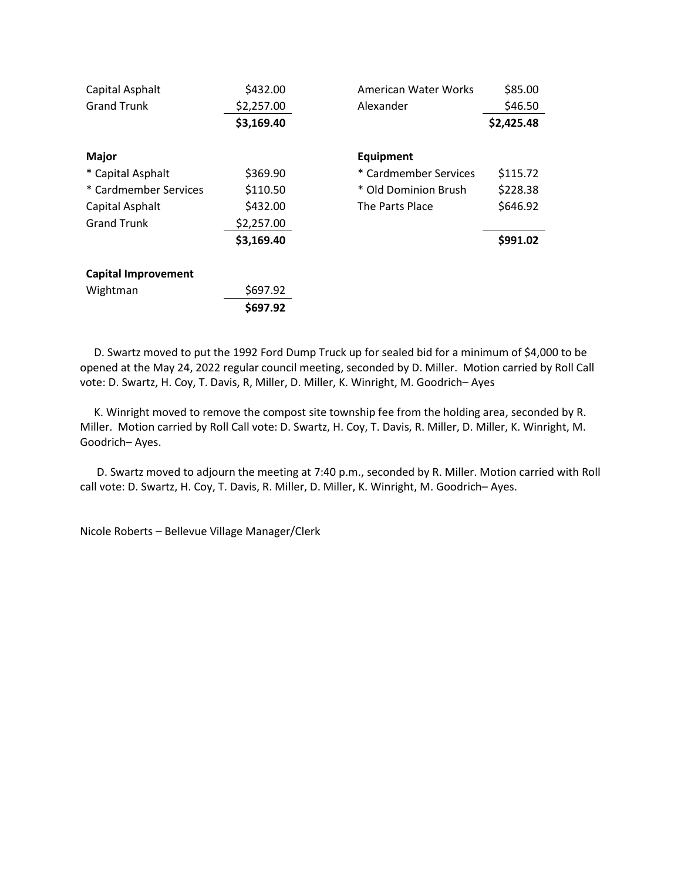| | |
|---|---|
| Capital Asphalt | $432.00 |
| Grand Trunk | $2,257.00 |
| | **$3,169.40** |

| | |
|---|---|
| American Water Works | $85.00 |
| Alexander | $46.50 |
| | **$2,425.48** |

| **Major** | |
|---|---|
| * Capital Asphalt | $369.90 |
| * Cardmember Services | $110.50 |
| Capital Asphalt | $432.00 |
| Grand Trunk | $2,257.00 |
| | **$3,169.40** |

| **Equipment** | |
|---|---|
| * Cardmember Services | $115.72 |
| * Old Dominion Brush | $228.38 |
| The Parts Place | $646.92 |
| | **$991.02** |

| **Capital Improvement** | |
|---|---|
| Wightman | $697.92 |
| | **$697.92** |

D. Swartz moved to put the 1992 Ford Dump Truck up for sealed bid for a minimum of $4,000 to be opened at the May 24, 2022 regular council meeting, seconded by D. Miller. Motion carried by Roll Call vote: D. Swartz, H. Coy, T. Davis, R, Miller, D. Miller, K. Winright, M. Goodrich– Ayes

K. Winright moved to remove the compost site township fee from the holding area, seconded by R. Miller. Motion carried by Roll Call vote: D. Swartz, H. Coy, T. Davis, R. Miller, D. Miller, K. Winright, M. Goodrich– Ayes.

D. Swartz moved to adjourn the meeting at 7:40 p.m., seconded by R. Miller. Motion carried with Roll call vote: D. Swartz, H. Coy, T. Davis, R. Miller, D. Miller, K. Winright, M. Goodrich– Ayes.

Nicole Roberts – Bellevue Village Manager/Clerk